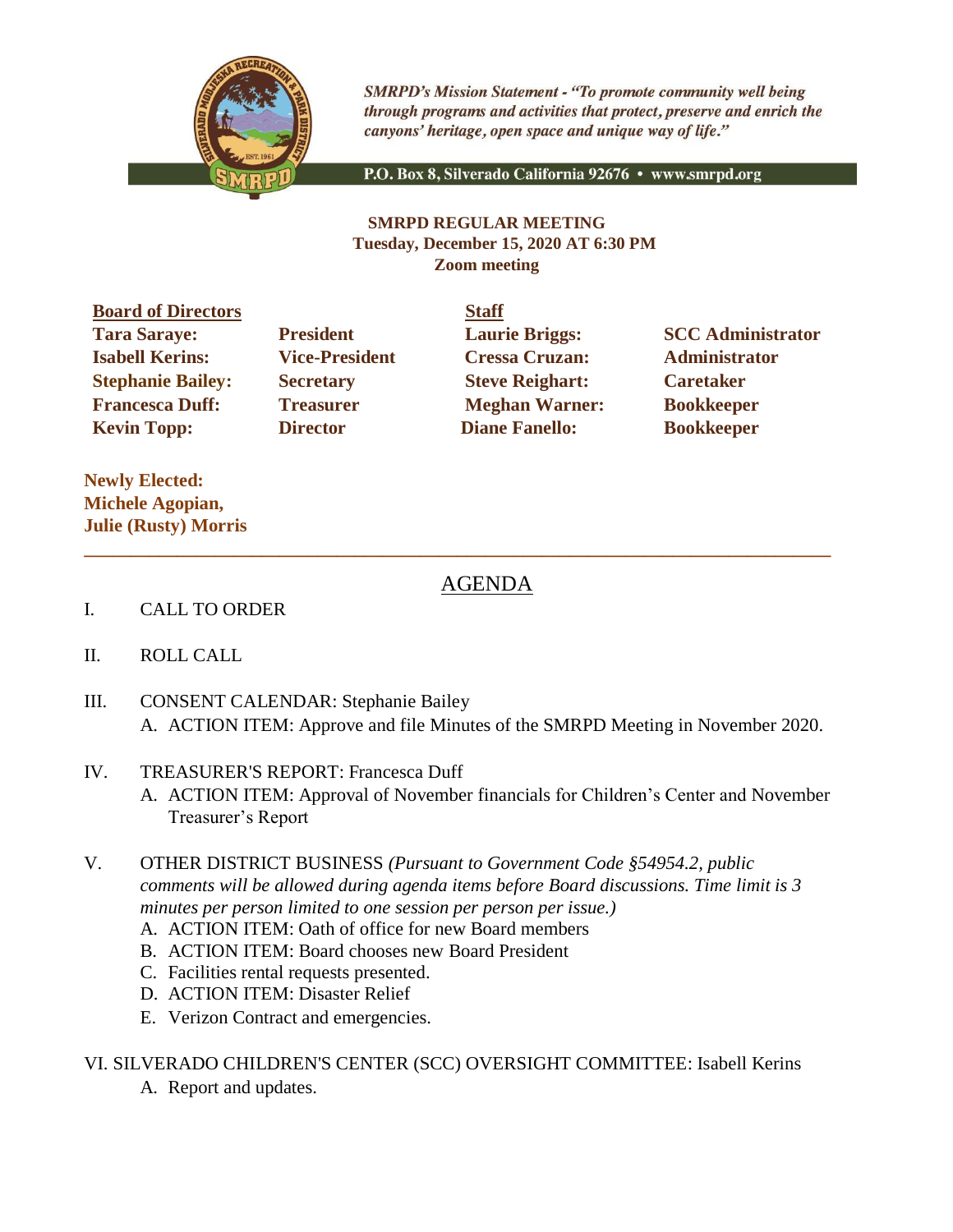*SMRPD's Mission Statement - "To promote community well being through programs and activities that protect, preserve and enrich the canyons' heritage, open space and unique way of life."*

P.O. Box 8, Silverado California 92676 • www.smrpd.org

**SMRPD REGULAR MEETING**
**Tuesday, December 15, 2020 AT 6:30 PM**
**Zoom meeting**

| **Board of Directors** | | **Staff** | |
|---|---|---|---|
| **Tara Saraye:** | **President** | **Laurie Briggs:** | **SCC Administrator** |
| **Isabell Kerins:** | **Vice-President** | **Cressa Cruzan:** | **Administrator** |
| **Stephanie Bailey:** | **Secretary** | **Steve Reighart:** | **Caretaker** |
| **Francesca Duff:** | **Treasurer** | **Meghan Warner:** | **Bookkeeper** |
| **Kevin Topp:** | **Director** | **Diane Fanello:** | **Bookkeeper** |

**Newly Elected:**
**Michele Agopian,**
**Julie (Rusty) Morris**

---

## AGENDA

I. CALL TO ORDER

II. ROLL CALL

III. CONSENT CALENDAR: Stephanie Bailey
  A. ACTION ITEM: Approve and file Minutes of the SMRPD Meeting in November 2020.

IV. TREASURER'S REPORT: Francesca Duff
  A. ACTION ITEM: Approval of November financials for Children's Center and November Treasurer's Report

V. OTHER DISTRICT BUSINESS *(Pursuant to Government Code §54954.2, public comments will be allowed during agenda items before Board discussions. Time limit is 3 minutes per person limited to one session per person per issue.)*
  A. ACTION ITEM: Oath of office for new Board members
  B. ACTION ITEM: Board chooses new Board President
  C. Facilities rental requests presented.
  D. ACTION ITEM: Disaster Relief
  E. Verizon Contract and emergencies.

VI. SILVERADO CHILDREN'S CENTER (SCC) OVERSIGHT COMMITTEE: Isabell Kerins
  A. Report and updates.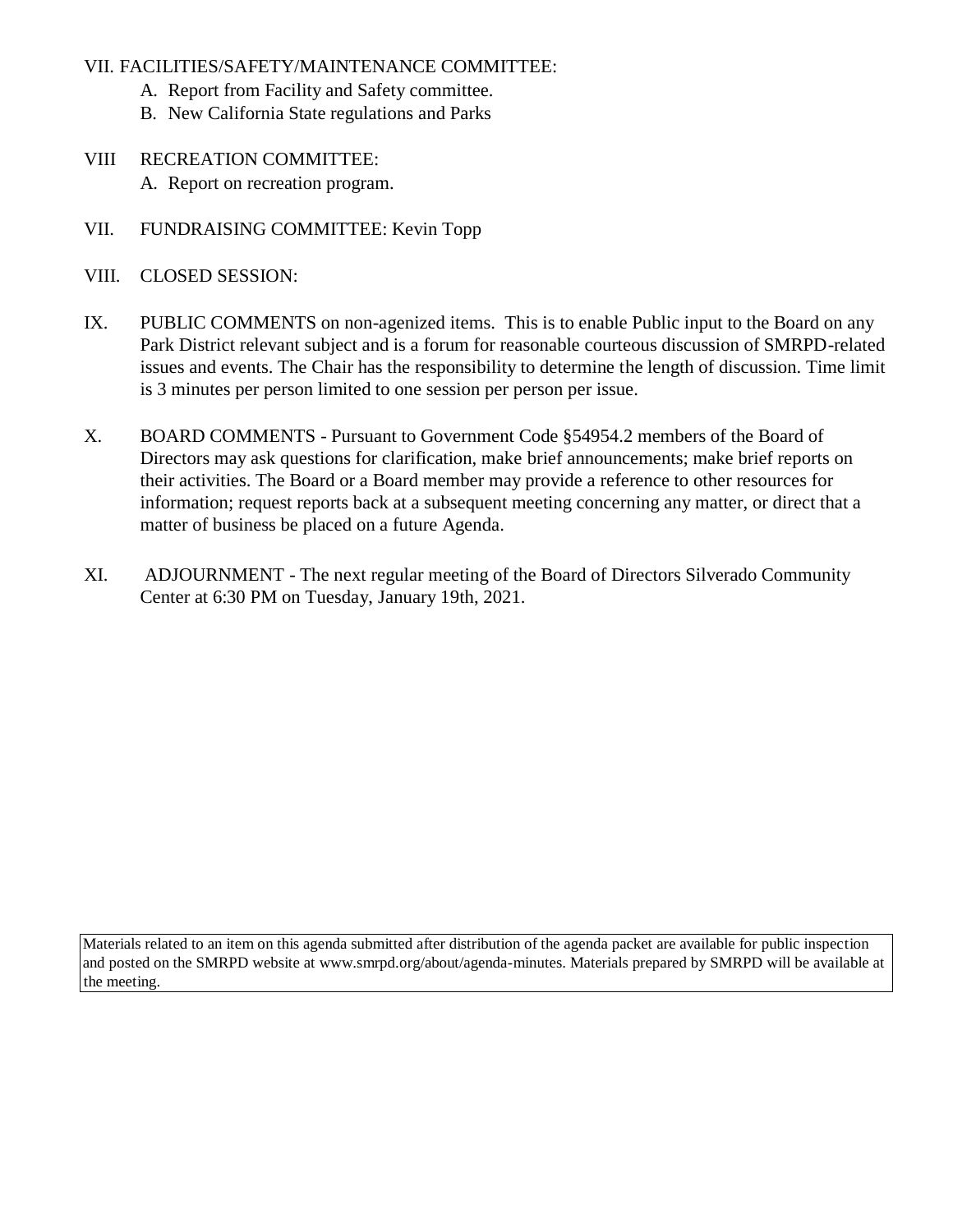VII. FACILITIES/SAFETY/MAINTENANCE COMMITTEE:

A. Report from Facility and Safety committee.
B. New California State regulations and Parks

VIII RECREATION COMMITTEE:

A. Report on recreation program.

VII. FUNDRAISING COMMITTEE: Kevin Topp

VIII. CLOSED SESSION:

IX. PUBLIC COMMENTS on non-agenized items. This is to enable Public input to the Board on any Park District relevant subject and is a forum for reasonable courteous discussion of SMRPD-related issues and events. The Chair has the responsibility to determine the length of discussion. Time limit is 3 minutes per person limited to one session per person per issue.

X. BOARD COMMENTS - Pursuant to Government Code §54954.2 members of the Board of Directors may ask questions for clarification, make brief announcements; make brief reports on their activities. The Board or a Board member may provide a reference to other resources for information; request reports back at a subsequent meeting concerning any matter, or direct that a matter of business be placed on a future Agenda.

XI. ADJOURNMENT - The next regular meeting of the Board of Directors Silverado Community Center at 6:30 PM on Tuesday, January 19th, 2021.

Materials related to an item on this agenda submitted after distribution of the agenda packet are available for public inspection and posted on the SMRPD website at www.smrpd.org/about/agenda-minutes. Materials prepared by SMRPD will be available at the meeting.